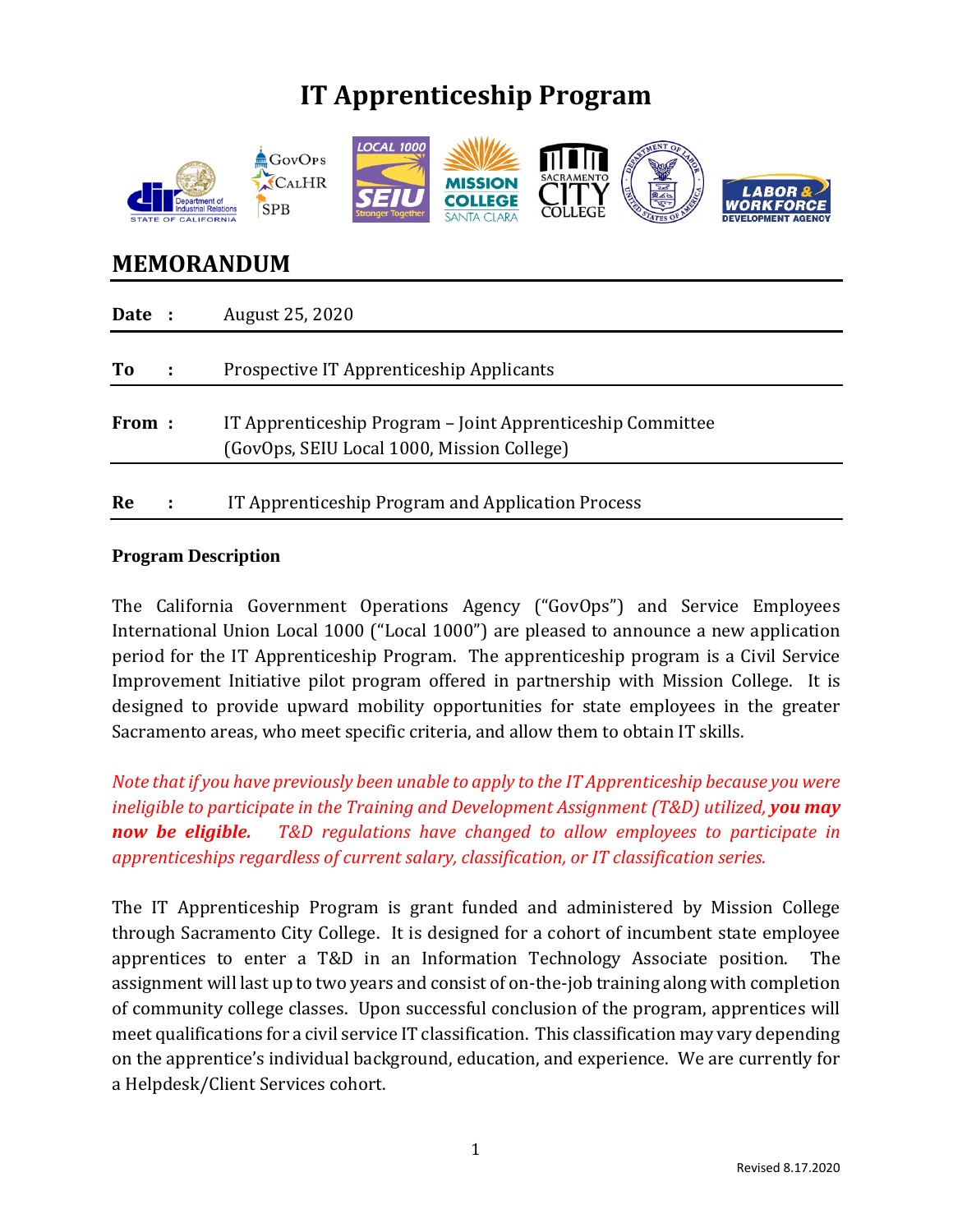# IT Apprenticeship Program

## MEMORANDUM

| | | |
|---|---|---|
| **Date** | **:** | August 25, 2020 |
| **To** | **:** | Prospective IT Apprenticeship Applicants |
| **From** | **:** | IT Apprenticeship Program – Joint Apprenticeship Committee (GovOps, SEIU Local 1000, Mission College) |
| **Re** | **:** | IT Apprenticeship Program and Application Process |

### Program Description

The California Government Operations Agency ("GovOps") and Service Employees International Union Local 1000 ("Local 1000") are pleased to announce a new application period for the IT Apprenticeship Program. The apprenticeship program is a Civil Service Improvement Initiative pilot program offered in partnership with Mission College. It is designed to provide upward mobility opportunities for state employees in the greater Sacramento areas, who meet specific criteria, and allow them to obtain IT skills.

*Note that if you have previously been unable to apply to the IT Apprenticeship because you were ineligible to participate in the Training and Development Assignment (T&D) utilized,* ***you may now be eligible.*** *T&D regulations have changed to allow employees to participate in apprenticeships regardless of current salary, classification, or IT classification series.*

The IT Apprenticeship Program is grant funded and administered by Mission College through Sacramento City College. It is designed for a cohort of incumbent state employee apprentices to enter a T&D in an Information Technology Associate position. The assignment will last up to two years and consist of on-the-job training along with completion of community college classes. Upon successful conclusion of the program, apprentices will meet qualifications for a civil service IT classification. This classification may vary depending on the apprentice's individual background, education, and experience. We are currently for a Helpdesk/Client Services cohort.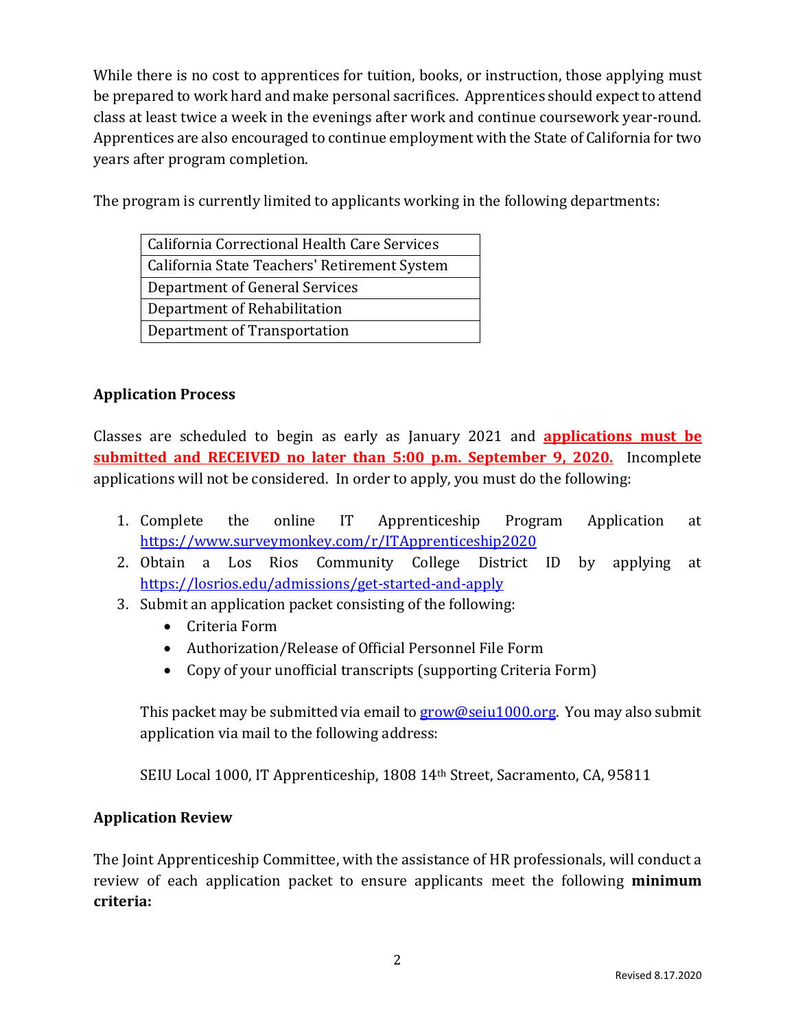While there is no cost to apprentices for tuition, books, or instruction, those applying must be prepared to work hard and make personal sacrifices. Apprentices should expect to attend class at least twice a week in the evenings after work and continue coursework year-round. Apprentices are also encouraged to continue employment with the State of California for two years after program completion.

The program is currently limited to applicants working in the following departments:

| California Correctional Health Care Services |
| --- |
| California State Teachers' Retirement System |
| Department of General Services |
| Department of Rehabilitation |
| Department of Transportation |

**Application Process**

Classes are scheduled to begin as early as January 2021 and **applications must be submitted and RECEIVED no later than 5:00 p.m. September 9, 2020.** Incomplete applications will not be considered. In order to apply, you must do the following:

1. Complete the online IT Apprenticeship Program Application at https://www.surveymonkey.com/r/ITApprenticeship2020
2. Obtain a Los Rios Community College District ID by applying at https://losrios.edu/admissions/get-started-and-apply
3. Submit an application packet consisting of the following:
   - Criteria Form
   - Authorization/Release of Official Personnel File Form
   - Copy of your unofficial transcripts (supporting Criteria Form)

   This packet may be submitted via email to grow@seiu1000.org. You may also submit application via mail to the following address:

   SEIU Local 1000, IT Apprenticeship, 1808 14th Street, Sacramento, CA, 95811

**Application Review**

The Joint Apprenticeship Committee, with the assistance of HR professionals, will conduct a review of each application packet to ensure applicants meet the following **minimum criteria:**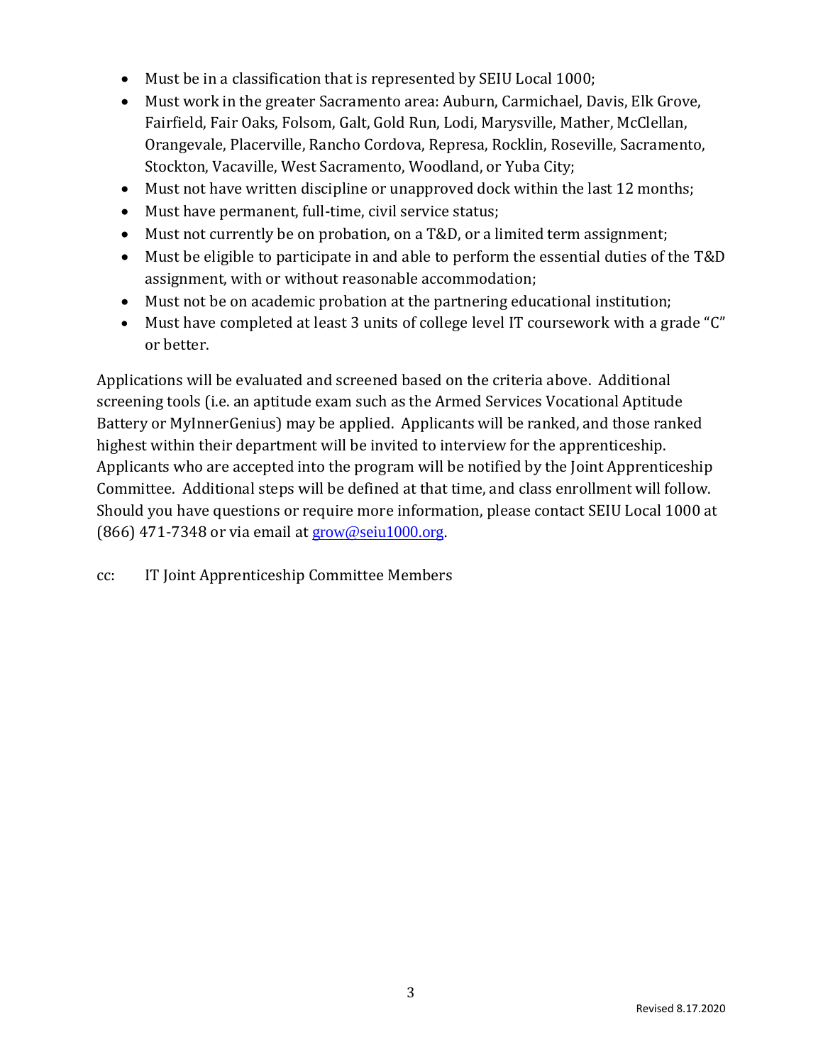- Must be in a classification that is represented by SEIU Local 1000;
- Must work in the greater Sacramento area: Auburn, Carmichael, Davis, Elk Grove, Fairfield, Fair Oaks, Folsom, Galt, Gold Run, Lodi, Marysville, Mather, McClellan, Orangevale, Placerville, Rancho Cordova, Represa, Rocklin, Roseville, Sacramento, Stockton, Vacaville, West Sacramento, Woodland, or Yuba City;
- Must not have written discipline or unapproved dock within the last 12 months;
- Must have permanent, full-time, civil service status;
- Must not currently be on probation, on a T&D, or a limited term assignment;
- Must be eligible to participate in and able to perform the essential duties of the T&D assignment, with or without reasonable accommodation;
- Must not be on academic probation at the partnering educational institution;
- Must have completed at least 3 units of college level IT coursework with a grade "C" or better.

Applications will be evaluated and screened based on the criteria above. Additional screening tools (i.e. an aptitude exam such as the Armed Services Vocational Aptitude Battery or MyInnerGenius) may be applied. Applicants will be ranked, and those ranked highest within their department will be invited to interview for the apprenticeship. Applicants who are accepted into the program will be notified by the Joint Apprenticeship Committee. Additional steps will be defined at that time, and class enrollment will follow. Should you have questions or require more information, please contact SEIU Local 1000 at (866) 471-7348 or via email at grow@seiu1000.org.

cc: IT Joint Apprenticeship Committee Members